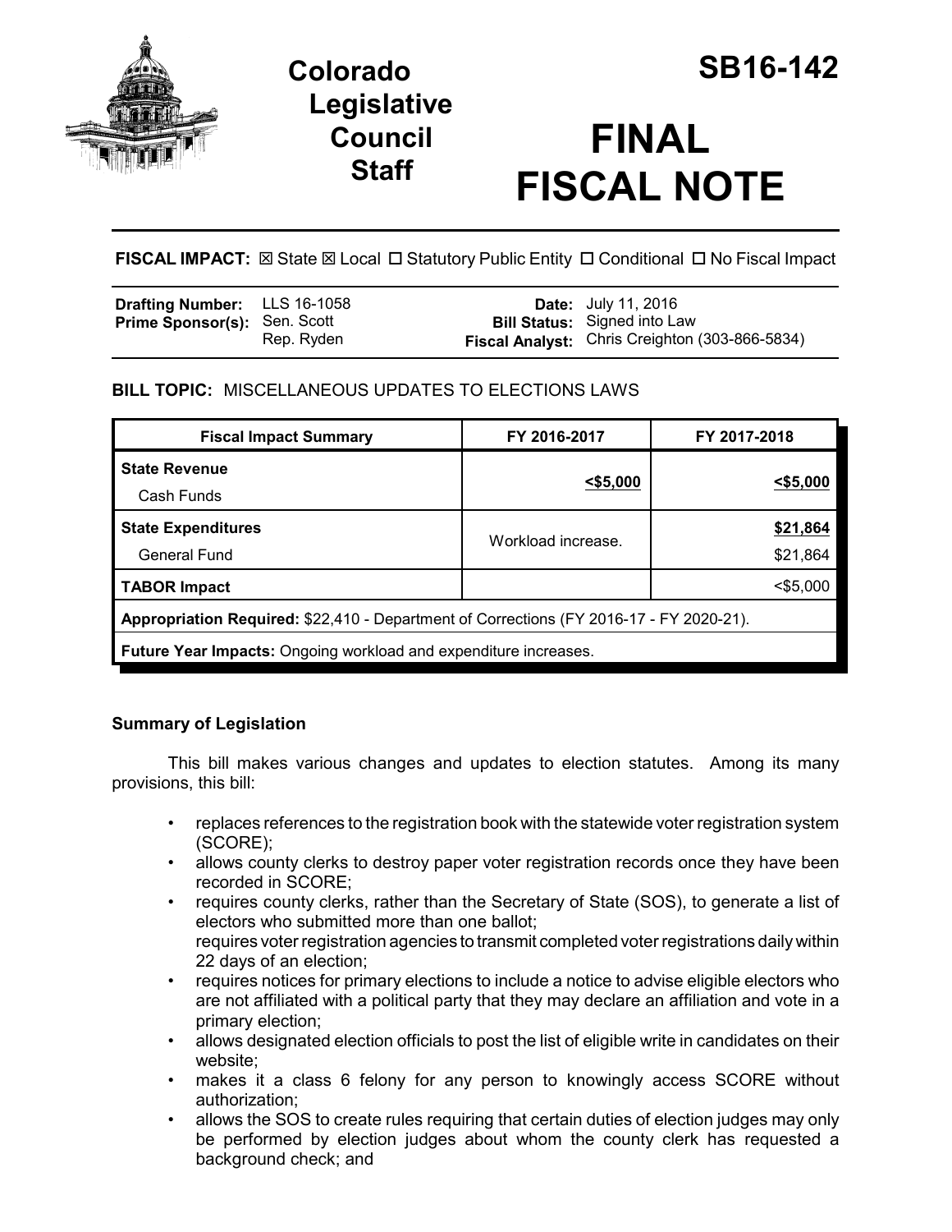**Colorado Legislative Council Staff**

# SB16-142

# FINAL FISCAL NOTE

**FISCAL IMPACT:** ☒ State ☒ Local ☐ Statutory Public Entity ☐ Conditional ☐ No Fiscal Impact

| | | | |
|---|---|---|---|
| **Drafting Number:** | LLS 16-1058 | **Date:** | July 11, 2016 |
| **Prime Sponsor(s):** | Sen. Scott<br>Rep. Ryden | **Bill Status:** | Signed into Law |
| | | **Fiscal Analyst:** | Chris Creighton (303-866-5834) |

**BILL TOPIC:** MISCELLANEOUS UPDATES TO ELECTIONS LAWS

| Fiscal Impact Summary | FY 2016-2017 | FY 2017-2018 |
|---|---|---|
| **State Revenue**<br>Cash Funds | <$5,000 | <$5,000 |
| **State Expenditures**<br>General Fund | Workload increase. | $21,864<br>$21,864 |
| **TABOR Impact** | | <$5,000 |
| **Appropriation Required:** $22,410 - Department of Corrections (FY 2016-17 - FY 2020-21). | | |
| **Future Year Impacts:** Ongoing workload and expenditure increases. | | |

### Summary of Legislation

This bill makes various changes and updates to election statutes. Among its many provisions, this bill:

- replaces references to the registration book with the statewide voter registration system (SCORE);
- allows county clerks to destroy paper voter registration records once they have been recorded in SCORE;
- requires county clerks, rather than the Secretary of State (SOS), to generate a list of electors who submitted more than one ballot;
  requires voter registration agencies to transmit completed voter registrations daily within 22 days of an election;
- requires notices for primary elections to include a notice to advise eligible electors who are not affiliated with a political party that they may declare an affiliation and vote in a primary election;
- allows designated election officials to post the list of eligible write in candidates on their website;
- makes it a class 6 felony for any person to knowingly access SCORE without authorization;
- allows the SOS to create rules requiring that certain duties of election judges may only be performed by election judges about whom the county clerk has requested a background check; and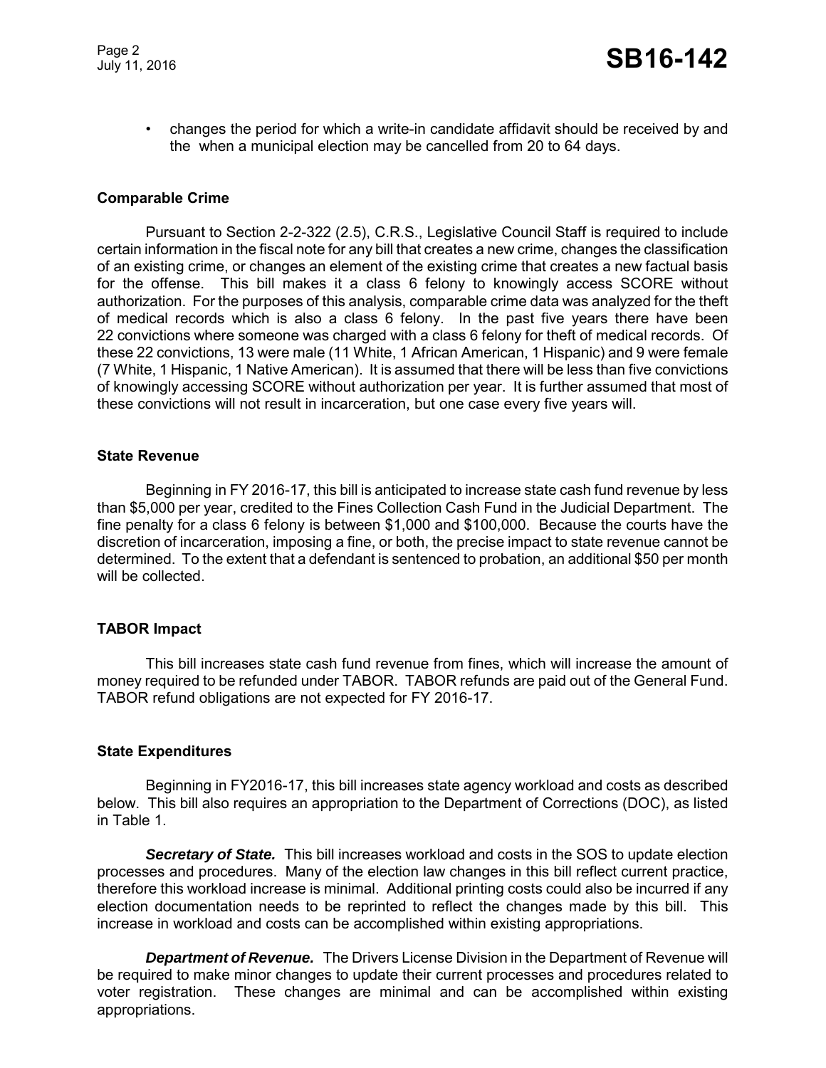- changes the period for which a write-in candidate affidavit should be received by and the when a municipal election may be cancelled from 20 to 64 days.

### Comparable Crime

Pursuant to Section 2-2-322 (2.5), C.R.S., Legislative Council Staff is required to include certain information in the fiscal note for any bill that creates a new crime, changes the classification of an existing crime, or changes an element of the existing crime that creates a new factual basis for the offense. This bill makes it a class 6 felony to knowingly access SCORE without authorization. For the purposes of this analysis, comparable crime data was analyzed for the theft of medical records which is also a class 6 felony. In the past five years there have been 22 convictions where someone was charged with a class 6 felony for theft of medical records. Of these 22 convictions, 13 were male (11 White, 1 African American, 1 Hispanic) and 9 were female (7 White, 1 Hispanic, 1 Native American). It is assumed that there will be less than five convictions of knowingly accessing SCORE without authorization per year. It is further assumed that most of these convictions will not result in incarceration, but one case every five years will.

### State Revenue

Beginning in FY 2016-17, this bill is anticipated to increase state cash fund revenue by less than $5,000 per year, credited to the Fines Collection Cash Fund in the Judicial Department. The fine penalty for a class 6 felony is between $1,000 and $100,000. Because the courts have the discretion of incarceration, imposing a fine, or both, the precise impact to state revenue cannot be determined. To the extent that a defendant is sentenced to probation, an additional $50 per month will be collected.

### TABOR Impact

This bill increases state cash fund revenue from fines, which will increase the amount of money required to be refunded under TABOR. TABOR refunds are paid out of the General Fund. TABOR refund obligations are not expected for FY 2016-17.

### State Expenditures

Beginning in FY2016-17, this bill increases state agency workload and costs as described below. This bill also requires an appropriation to the Department of Corrections (DOC), as listed in Table 1.

***Secretary of State.*** This bill increases workload and costs in the SOS to update election processes and procedures. Many of the election law changes in this bill reflect current practice, therefore this workload increase is minimal. Additional printing costs could also be incurred if any election documentation needs to be reprinted to reflect the changes made by this bill. This increase in workload and costs can be accomplished within existing appropriations.

***Department of Revenue.*** The Drivers License Division in the Department of Revenue will be required to make minor changes to update their current processes and procedures related to voter registration. These changes are minimal and can be accomplished within existing appropriations.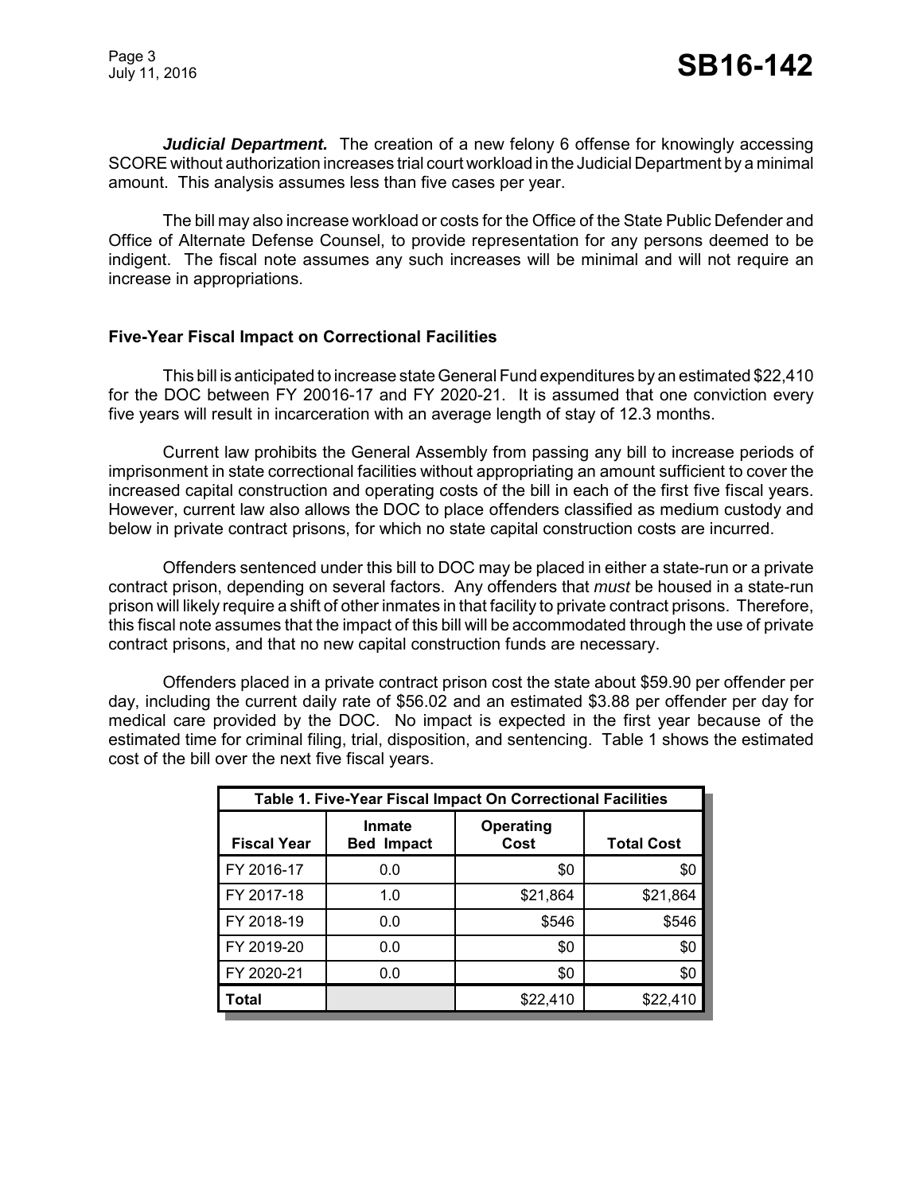***Judicial Department.*** The creation of a new felony 6 offense for knowingly accessing SCORE without authorization increases trial court workload in the Judicial Department by a minimal amount. This analysis assumes less than five cases per year.

The bill may also increase workload or costs for the Office of the State Public Defender and Office of Alternate Defense Counsel, to provide representation for any persons deemed to be indigent. The fiscal note assumes any such increases will be minimal and will not require an increase in appropriations.

**Five-Year Fiscal Impact on Correctional Facilities**

This bill is anticipated to increase state General Fund expenditures by an estimated $22,410 for the DOC between FY 20016-17 and FY 2020-21. It is assumed that one conviction every five years will result in incarceration with an average length of stay of 12.3 months.

Current law prohibits the General Assembly from passing any bill to increase periods of imprisonment in state correctional facilities without appropriating an amount sufficient to cover the increased capital construction and operating costs of the bill in each of the first five fiscal years. However, current law also allows the DOC to place offenders classified as medium custody and below in private contract prisons, for which no state capital construction costs are incurred.

Offenders sentenced under this bill to DOC may be placed in either a state-run or a private contract prison, depending on several factors. Any offenders that *must* be housed in a state-run prison will likely require a shift of other inmates in that facility to private contract prisons. Therefore, this fiscal note assumes that the impact of this bill will be accommodated through the use of private contract prisons, and that no new capital construction funds are necessary.

Offenders placed in a private contract prison cost the state about $59.90 per offender per day, including the current daily rate of $56.02 and an estimated $3.88 per offender per day for medical care provided by the DOC. No impact is expected in the first year because of the estimated time for criminal filing, trial, disposition, and sentencing. Table 1 shows the estimated cost of the bill over the next five fiscal years.

| Table 1. Five-Year Fiscal Impact On Correctional Facilities | | | |
|---|---|---|---|
| **Fiscal Year** | **Inmate Bed Impact** | **Operating Cost** | **Total Cost** |
| FY 2016-17 | 0.0 | $0 | $0 |
| FY 2017-18 | 1.0 | $21,864 | $21,864 |
| FY 2018-19 | 0.0 | $546 | $546 |
| FY 2019-20 | 0.0 | $0 | $0 |
| FY 2020-21 | 0.0 | $0 | $0 |
| **Total** | | $22,410 | $22,410 |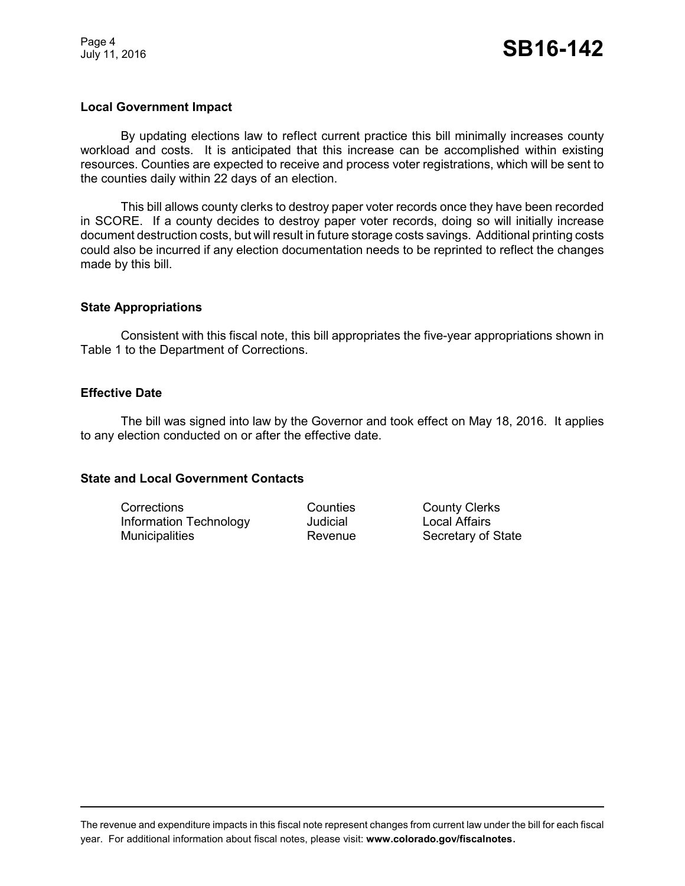### Local Government Impact

By updating elections law to reflect current practice this bill minimally increases county workload and costs. It is anticipated that this increase can be accomplished within existing resources. Counties are expected to receive and process voter registrations, which will be sent to the counties daily within 22 days of an election.

This bill allows county clerks to destroy paper voter records once they have been recorded in SCORE. If a county decides to destroy paper voter records, doing so will initially increase document destruction costs, but will result in future storage costs savings. Additional printing costs could also be incurred if any election documentation needs to be reprinted to reflect the changes made by this bill.

### State Appropriations

Consistent with this fiscal note, this bill appropriates the five-year appropriations shown in Table 1 to the Department of Corrections.

### Effective Date

The bill was signed into law by the Governor and took effect on May 18, 2016. It applies to any election conducted on or after the effective date.

### State and Local Government Contacts

| | | |
|---|---|---|
| Corrections | Counties | County Clerks |
| Information Technology | Judicial | Local Affairs |
| Municipalities | Revenue | Secretary of State |

The revenue and expenditure impacts in this fiscal note represent changes from current law under the bill for each fiscal year. For additional information about fiscal notes, please visit: **www.colorado.gov/fiscalnotes.**